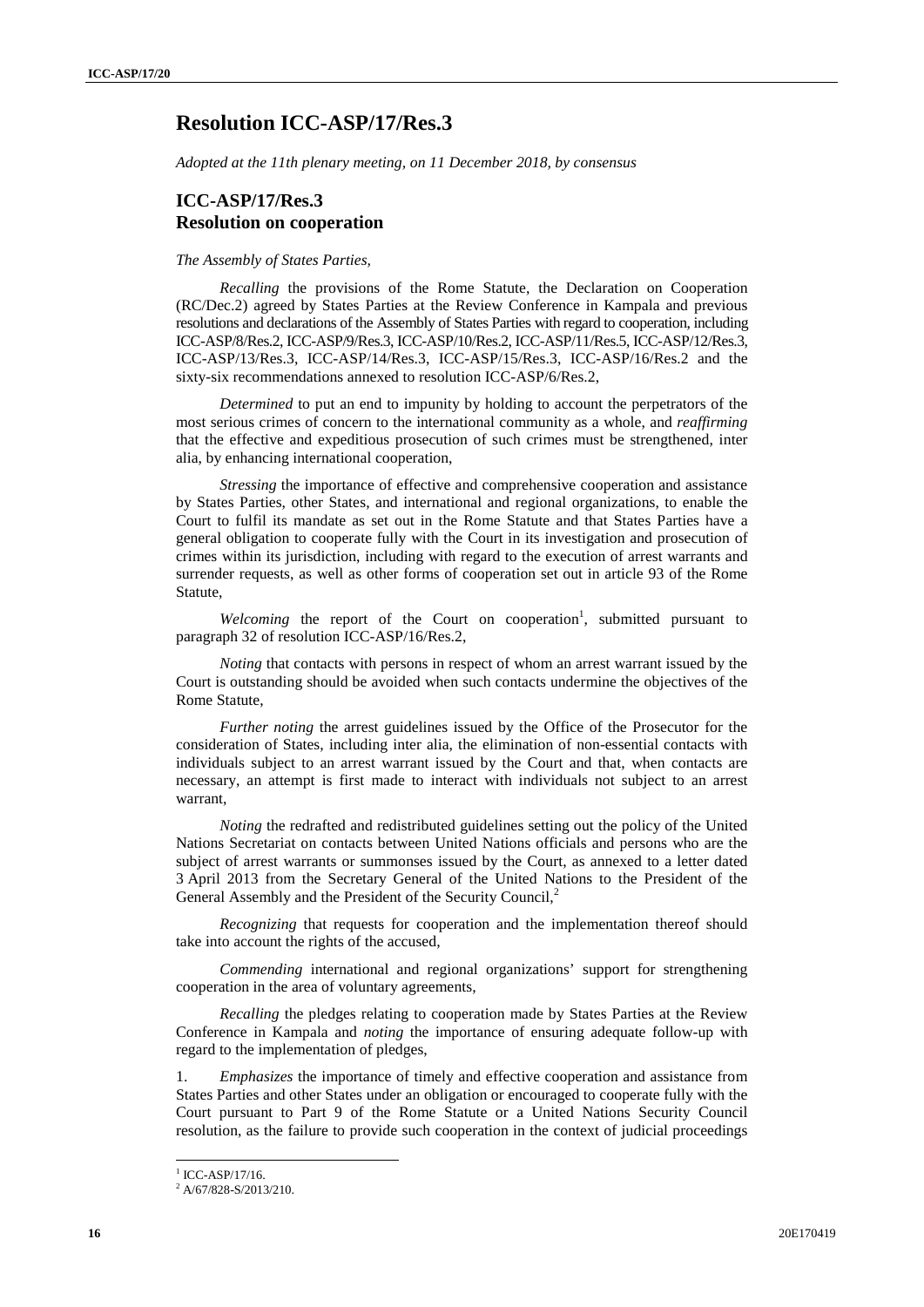# Resolution ICC-ASP/17/Res.3

*Adopted at the 11th plenary meeting, on 11 December 2018, by consensus*

## ICC-ASP/17/Res.3
## Resolution on cooperation

*The Assembly of States Parties,*

*Recalling* the provisions of the Rome Statute, the Declaration on Cooperation (RC/Dec.2) agreed by States Parties at the Review Conference in Kampala and previous resolutions and declarations of the Assembly of States Parties with regard to cooperation, including ICC-ASP/8/Res.2, ICC-ASP/9/Res.3, ICC-ASP/10/Res.2, ICC-ASP/11/Res.5, ICC-ASP/12/Res.3, ICC-ASP/13/Res.3, ICC-ASP/14/Res.3, ICC-ASP/15/Res.3, ICC-ASP/16/Res.2 and the sixty-six recommendations annexed to resolution ICC-ASP/6/Res.2,

*Determined* to put an end to impunity by holding to account the perpetrators of the most serious crimes of concern to the international community as a whole, and *reaffirming* that the effective and expeditious prosecution of such crimes must be strengthened, inter alia, by enhancing international cooperation,

*Stressing* the importance of effective and comprehensive cooperation and assistance by States Parties, other States, and international and regional organizations, to enable the Court to fulfil its mandate as set out in the Rome Statute and that States Parties have a general obligation to cooperate fully with the Court in its investigation and prosecution of crimes within its jurisdiction, including with regard to the execution of arrest warrants and surrender requests, as well as other forms of cooperation set out in article 93 of the Rome Statute,

*Welcoming* the report of the Court on cooperation[1], submitted pursuant to paragraph 32 of resolution ICC-ASP/16/Res.2,

*Noting* that contacts with persons in respect of whom an arrest warrant issued by the Court is outstanding should be avoided when such contacts undermine the objectives of the Rome Statute,

*Further noting* the arrest guidelines issued by the Office of the Prosecutor for the consideration of States, including inter alia, the elimination of non-essential contacts with individuals subject to an arrest warrant issued by the Court and that, when contacts are necessary, an attempt is first made to interact with individuals not subject to an arrest warrant,

*Noting* the redrafted and redistributed guidelines setting out the policy of the United Nations Secretariat on contacts between United Nations officials and persons who are the subject of arrest warrants or summonses issued by the Court, as annexed to a letter dated 3 April 2013 from the Secretary General of the United Nations to the President of the General Assembly and the President of the Security Council,[2]

*Recognizing* that requests for cooperation and the implementation thereof should take into account the rights of the accused,

*Commending* international and regional organizations' support for strengthening cooperation in the area of voluntary agreements,

*Recalling* the pledges relating to cooperation made by States Parties at the Review Conference in Kampala and *noting* the importance of ensuring adequate follow-up with regard to the implementation of pledges,

1. *Emphasizes* the importance of timely and effective cooperation and assistance from States Parties and other States under an obligation or encouraged to cooperate fully with the Court pursuant to Part 9 of the Rome Statute or a United Nations Security Council resolution, as the failure to provide such cooperation in the context of judicial proceedings

---

[1] ICC-ASP/17/16.

[2] A/67/828-S/2013/210.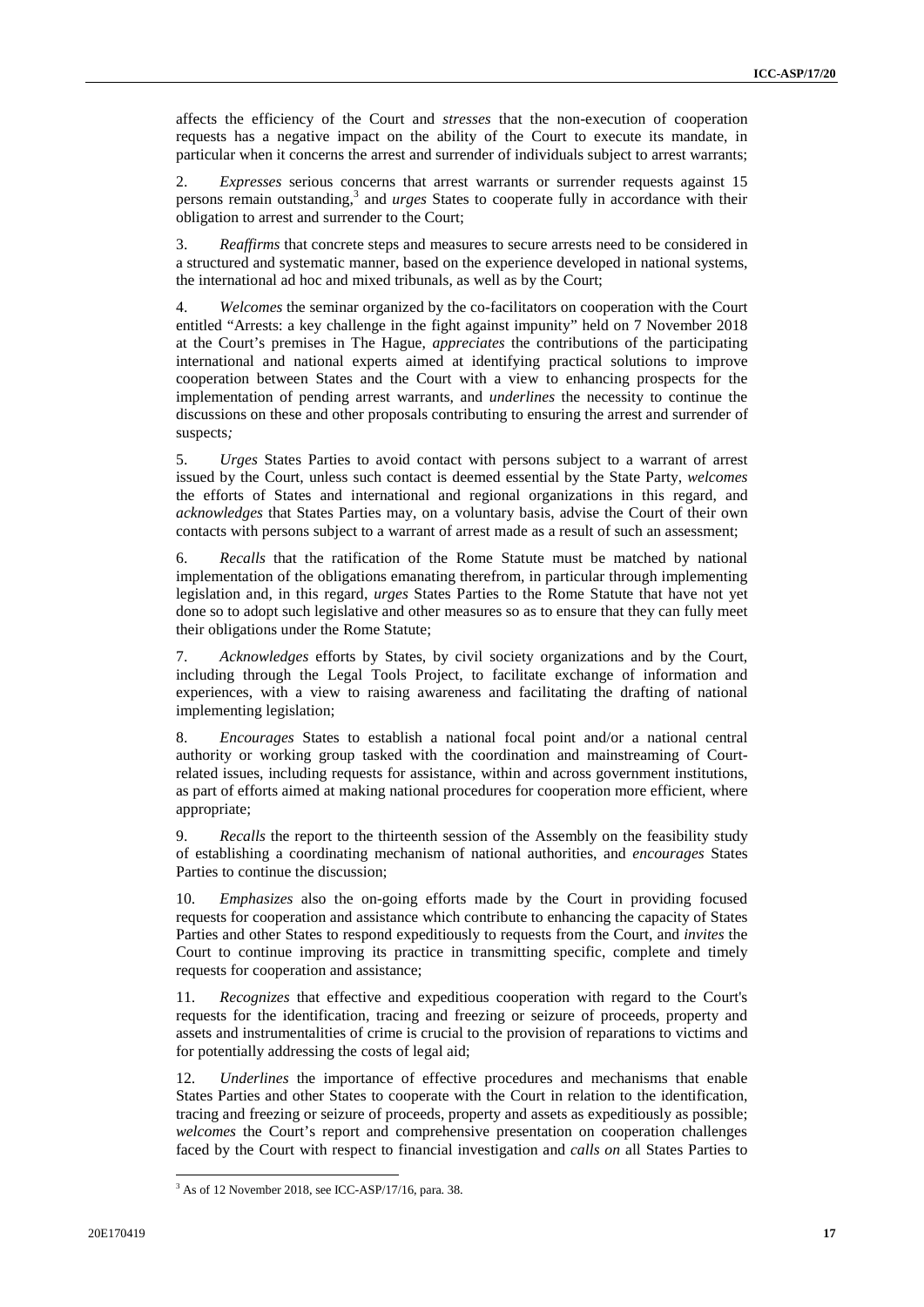affects the efficiency of the Court and *stresses* that the non-execution of cooperation requests has a negative impact on the ability of the Court to execute its mandate, in particular when it concerns the arrest and surrender of individuals subject to arrest warrants;

2. *Expresses* serious concerns that arrest warrants or surrender requests against 15 persons remain outstanding,[3] and *urges* States to cooperate fully in accordance with their obligation to arrest and surrender to the Court;

3. *Reaffirms* that concrete steps and measures to secure arrests need to be considered in a structured and systematic manner, based on the experience developed in national systems, the international ad hoc and mixed tribunals, as well as by the Court;

4. *Welcomes* the seminar organized by the co-facilitators on cooperation with the Court entitled "Arrests: a key challenge in the fight against impunity" held on 7 November 2018 at the Court's premises in The Hague, *appreciates* the contributions of the participating international and national experts aimed at identifying practical solutions to improve cooperation between States and the Court with a view to enhancing prospects for the implementation of pending arrest warrants, and *underlines* the necessity to continue the discussions on these and other proposals contributing to ensuring the arrest and surrender of suspects*;*

5. *Urges* States Parties to avoid contact with persons subject to a warrant of arrest issued by the Court, unless such contact is deemed essential by the State Party, *welcomes* the efforts of States and international and regional organizations in this regard, and *acknowledges* that States Parties may, on a voluntary basis, advise the Court of their own contacts with persons subject to a warrant of arrest made as a result of such an assessment;

6. *Recalls* that the ratification of the Rome Statute must be matched by national implementation of the obligations emanating therefrom, in particular through implementing legislation and, in this regard, *urges* States Parties to the Rome Statute that have not yet done so to adopt such legislative and other measures so as to ensure that they can fully meet their obligations under the Rome Statute;

7. *Acknowledges* efforts by States, by civil society organizations and by the Court, including through the Legal Tools Project, to facilitate exchange of information and experiences, with a view to raising awareness and facilitating the drafting of national implementing legislation;

8. *Encourages* States to establish a national focal point and/or a national central authority or working group tasked with the coordination and mainstreaming of Court-related issues, including requests for assistance, within and across government institutions, as part of efforts aimed at making national procedures for cooperation more efficient, where appropriate;

9. *Recalls* the report to the thirteenth session of the Assembly on the feasibility study of establishing a coordinating mechanism of national authorities, and *encourages* States Parties to continue the discussion;

10. *Emphasizes* also the on-going efforts made by the Court in providing focused requests for cooperation and assistance which contribute to enhancing the capacity of States Parties and other States to respond expeditiously to requests from the Court, and *invites* the Court to continue improving its practice in transmitting specific, complete and timely requests for cooperation and assistance;

11. *Recognizes* that effective and expeditious cooperation with regard to the Court's requests for the identification, tracing and freezing or seizure of proceeds, property and assets and instrumentalities of crime is crucial to the provision of reparations to victims and for potentially addressing the costs of legal aid;

12. *Underlines* the importance of effective procedures and mechanisms that enable States Parties and other States to cooperate with the Court in relation to the identification, tracing and freezing or seizure of proceeds, property and assets as expeditiously as possible; *welcomes* the Court's report and comprehensive presentation on cooperation challenges faced by the Court with respect to financial investigation and *calls on* all States Parties to

[3] As of 12 November 2018, see ICC-ASP/17/16, para. 38.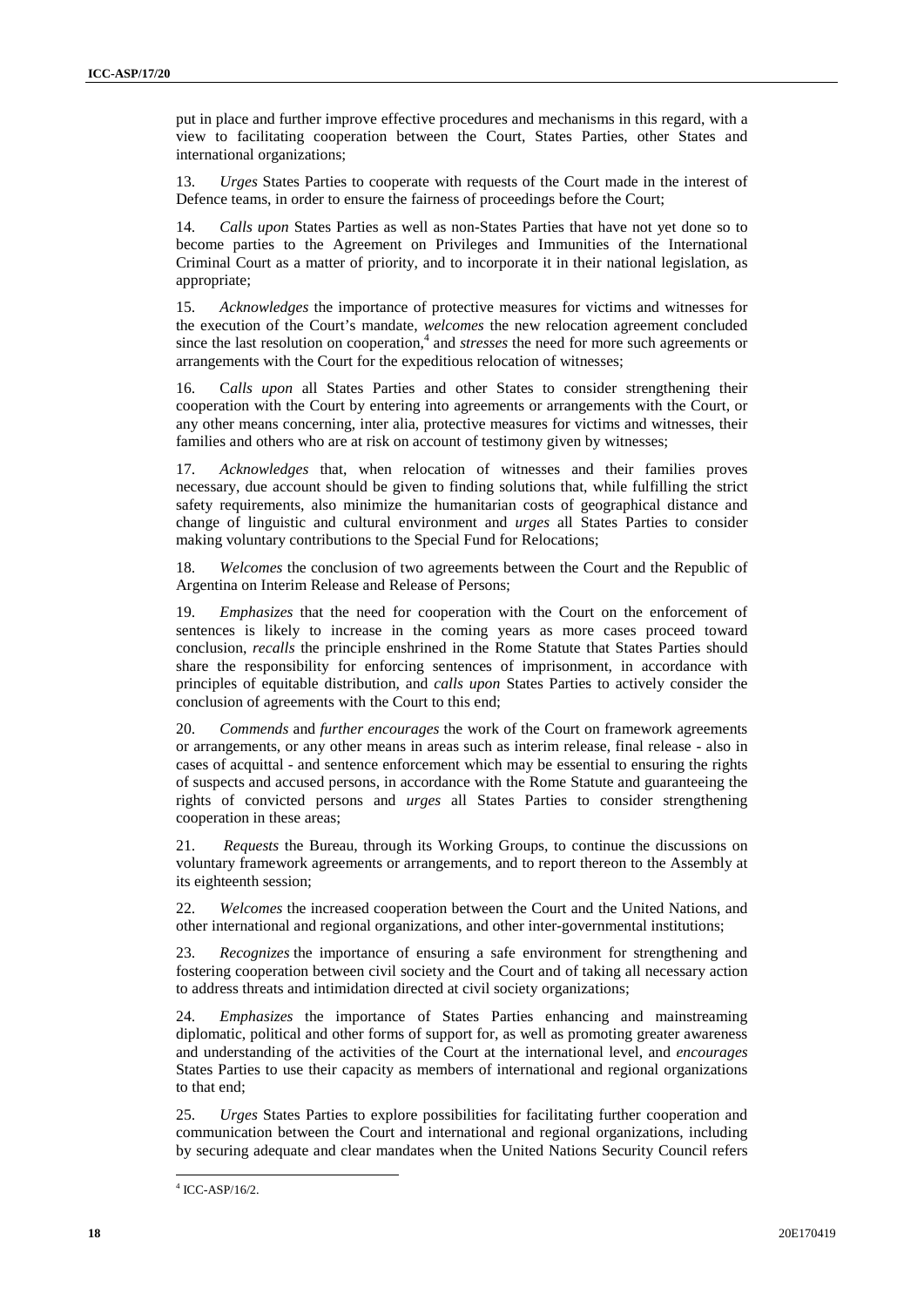put in place and further improve effective procedures and mechanisms in this regard, with a view to facilitating cooperation between the Court, States Parties, other States and international organizations;

13. *Urges* States Parties to cooperate with requests of the Court made in the interest of Defence teams, in order to ensure the fairness of proceedings before the Court;

14. *Calls upon* States Parties as well as non-States Parties that have not yet done so to become parties to the Agreement on Privileges and Immunities of the International Criminal Court as a matter of priority, and to incorporate it in their national legislation, as appropriate;

15. *Acknowledges* the importance of protective measures for victims and witnesses for the execution of the Court's mandate, *welcomes* the new relocation agreement concluded since the last resolution on cooperation,[4] and *stresses* the need for more such agreements or arrangements with the Court for the expeditious relocation of witnesses;

16. C*alls upon* all States Parties and other States to consider strengthening their cooperation with the Court by entering into agreements or arrangements with the Court, or any other means concerning, inter alia, protective measures for victims and witnesses, their families and others who are at risk on account of testimony given by witnesses;

17. *Acknowledges* that, when relocation of witnesses and their families proves necessary, due account should be given to finding solutions that, while fulfilling the strict safety requirements, also minimize the humanitarian costs of geographical distance and change of linguistic and cultural environment and *urges* all States Parties to consider making voluntary contributions to the Special Fund for Relocations;

18. *Welcomes* the conclusion of two agreements between the Court and the Republic of Argentina on Interim Release and Release of Persons;

19. *Emphasizes* that the need for cooperation with the Court on the enforcement of sentences is likely to increase in the coming years as more cases proceed toward conclusion, *recalls* the principle enshrined in the Rome Statute that States Parties should share the responsibility for enforcing sentences of imprisonment, in accordance with principles of equitable distribution, and *calls upon* States Parties to actively consider the conclusion of agreements with the Court to this end;

20. *Commends* and *further encourages* the work of the Court on framework agreements or arrangements, or any other means in areas such as interim release, final release - also in cases of acquittal - and sentence enforcement which may be essential to ensuring the rights of suspects and accused persons, in accordance with the Rome Statute and guaranteeing the rights of convicted persons and *urges* all States Parties to consider strengthening cooperation in these areas;

21. *Requests* the Bureau, through its Working Groups, to continue the discussions on voluntary framework agreements or arrangements, and to report thereon to the Assembly at its eighteenth session;

22. *Welcomes* the increased cooperation between the Court and the United Nations, and other international and regional organizations, and other inter-governmental institutions;

23. *Recognizes* the importance of ensuring a safe environment for strengthening and fostering cooperation between civil society and the Court and of taking all necessary action to address threats and intimidation directed at civil society organizations;

24. *Emphasizes* the importance of States Parties enhancing and mainstreaming diplomatic, political and other forms of support for, as well as promoting greater awareness and understanding of the activities of the Court at the international level, and *encourages* States Parties to use their capacity as members of international and regional organizations to that end;

25. *Urges* States Parties to explore possibilities for facilitating further cooperation and communication between the Court and international and regional organizations, including by securing adequate and clear mandates when the United Nations Security Council refers

---

[4] ICC-ASP/16/2.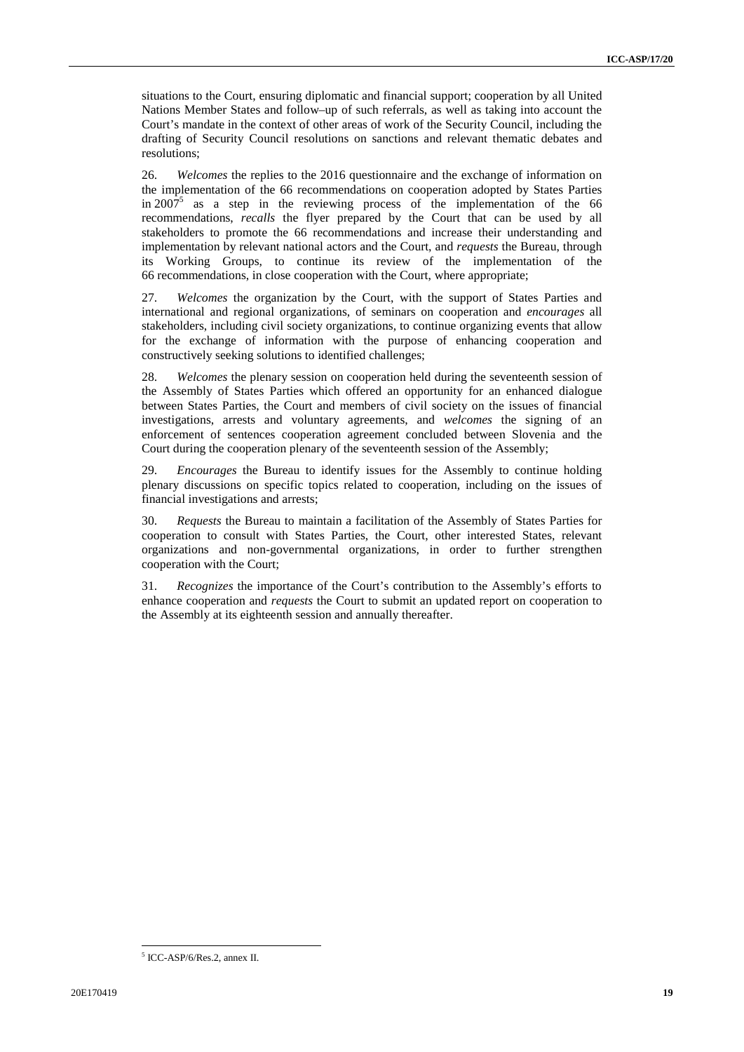situations to the Court, ensuring diplomatic and financial support; cooperation by all United Nations Member States and follow–up of such referrals, as well as taking into account the Court's mandate in the context of other areas of work of the Security Council, including the drafting of Security Council resolutions on sanctions and relevant thematic debates and resolutions;

26. *Welcomes* the replies to the 2016 questionnaire and the exchange of information on the implementation of the 66 recommendations on cooperation adopted by States Parties in 2007[5] as a step in the reviewing process of the implementation of the 66 recommendations, *recalls* the flyer prepared by the Court that can be used by all stakeholders to promote the 66 recommendations and increase their understanding and implementation by relevant national actors and the Court, and *requests* the Bureau, through its Working Groups, to continue its review of the implementation of the 66 recommendations, in close cooperation with the Court, where appropriate;

27. *Welcomes* the organization by the Court, with the support of States Parties and international and regional organizations, of seminars on cooperation and *encourages* all stakeholders, including civil society organizations, to continue organizing events that allow for the exchange of information with the purpose of enhancing cooperation and constructively seeking solutions to identified challenges;

28. *Welcomes* the plenary session on cooperation held during the seventeenth session of the Assembly of States Parties which offered an opportunity for an enhanced dialogue between States Parties, the Court and members of civil society on the issues of financial investigations, arrests and voluntary agreements, and *welcomes* the signing of an enforcement of sentences cooperation agreement concluded between Slovenia and the Court during the cooperation plenary of the seventeenth session of the Assembly;

29. *Encourages* the Bureau to identify issues for the Assembly to continue holding plenary discussions on specific topics related to cooperation, including on the issues of financial investigations and arrests;

30. *Requests* the Bureau to maintain a facilitation of the Assembly of States Parties for cooperation to consult with States Parties, the Court, other interested States, relevant organizations and non-governmental organizations, in order to further strengthen cooperation with the Court;

31. *Recognizes* the importance of the Court's contribution to the Assembly's efforts to enhance cooperation and *requests* the Court to submit an updated report on cooperation to the Assembly at its eighteenth session and annually thereafter.

[5] ICC-ASP/6/Res.2, annex II.